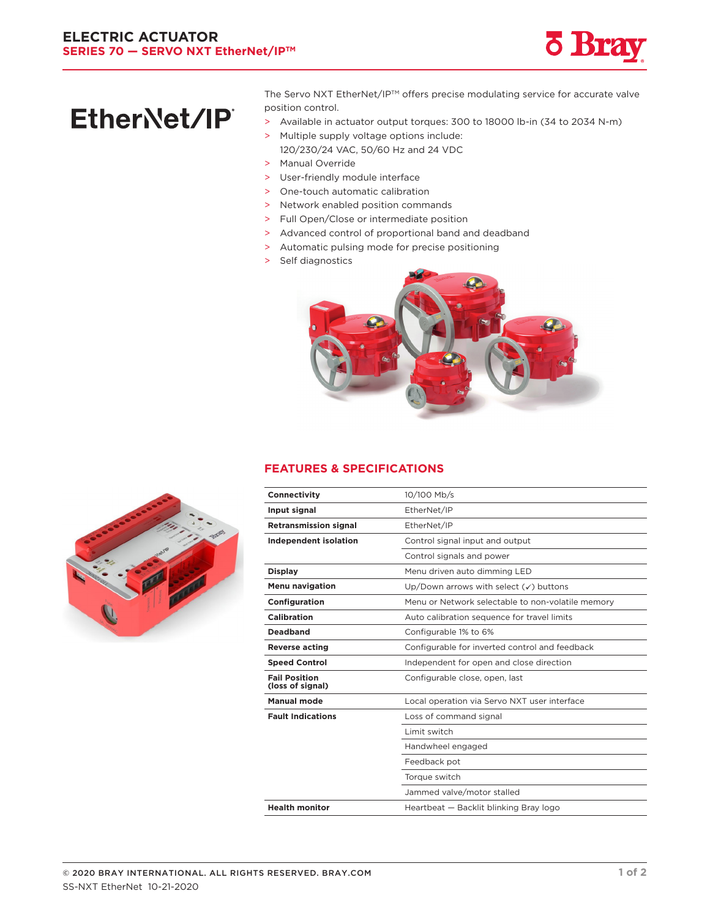# ELECTRIC ACTUATOR

## SERIES 70 — SERVO NXT EtherNet/IP™

EtherNet/IP

The Servo NXT EtherNet/IP™ offers precise modulating service for accurate valve position control.

- Available in actuator output torques: 300 to 18000 lb-in (34 to 2034 N-m)
- Multiple supply voltage options include: 120/230/24 VAC, 50/60 Hz and 24 VDC
- Manual Override
- User-friendly module interface
- One-touch automatic calibration
- Network enabled position commands
- Full Open/Close or intermediate position
- Advanced control of proportional band and deadband
- Automatic pulsing mode for precise positioning
- Self diagnostics

## FEATURES & SPECIFICATIONS

| | |
|---|---|
| **Connectivity** | 10/100 Mb/s |
| **Input signal** | EtherNet/IP |
| **Retransmission signal** | EtherNet/IP |
| **Independent isolation** | Control signal input and output |
| | Control signals and power |
| **Display** | Menu driven auto dimming LED |
| **Menu navigation** | Up/Down arrows with select (✓) buttons |
| **Configuration** | Menu or Network selectable to non-volatile memory |
| **Calibration** | Auto calibration sequence for travel limits |
| **Deadband** | Configurable 1% to 6% |
| **Reverse acting** | Configurable for inverted control and feedback |
| **Speed Control** | Independent for open and close direction |
| **Fail Position (loss of signal)** | Configurable close, open, last |
| **Manual mode** | Local operation via Servo NXT user interface |
| **Fault Indications** | Loss of command signal |
| | Limit switch |
| | Handwheel engaged |
| | Feedback pot |
| | Torque switch |
| | Jammed valve/motor stalled |
| **Health monitor** | Heartbeat — Backlit blinking Bray logo |

© 2020 BRAY INTERNATIONAL. ALL RIGHTS RESERVED. BRAY.COM
SS-NXT EtherNet 10-21-2020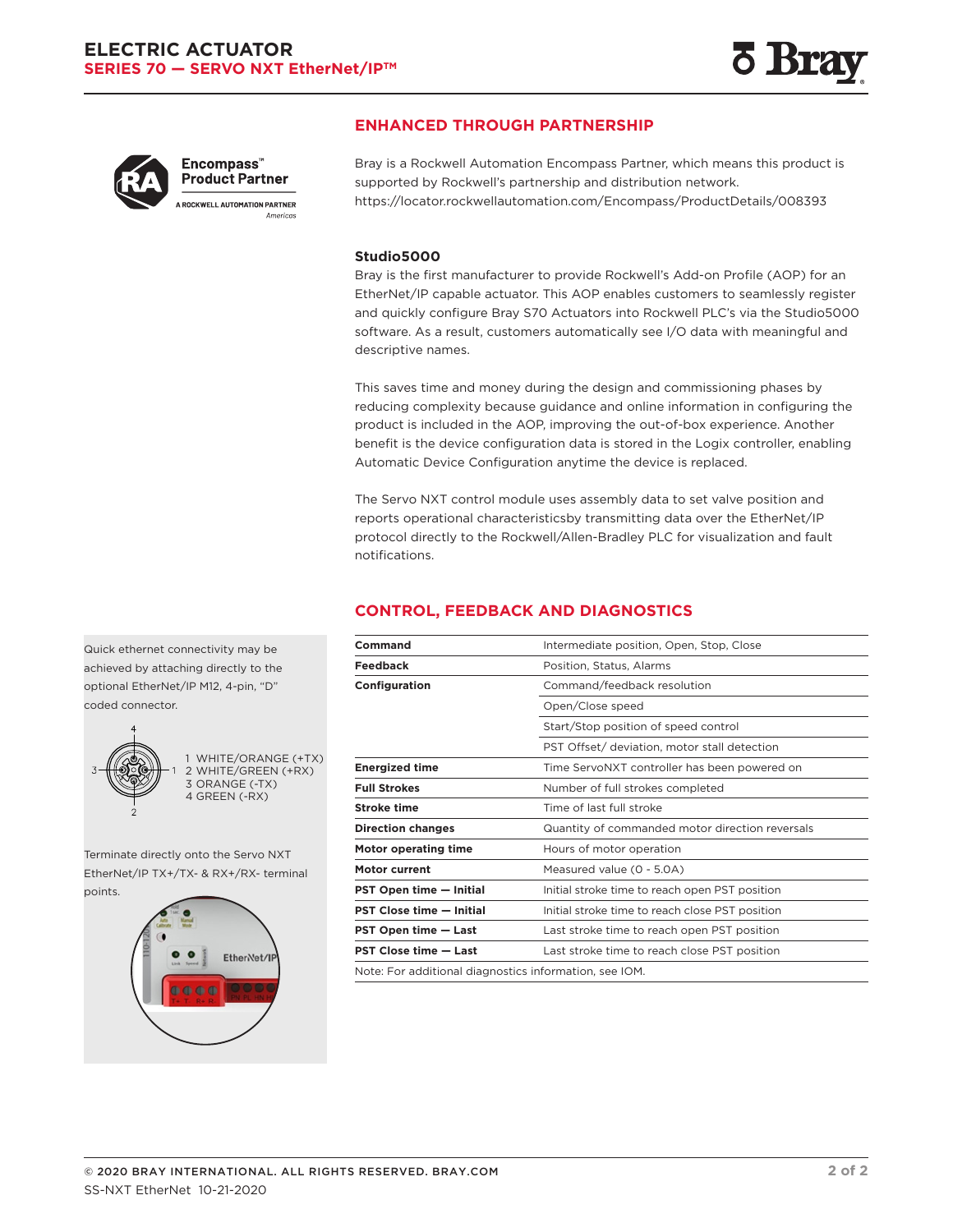## ENHANCED THROUGH PARTNERSHIP

Encompass™ Product Partner
A ROCKWELL AUTOMATION PARTNER
Americas

Bray is a Rockwell Automation Encompass Partner, which means this product is supported by Rockwell's partnership and distribution network. https://locator.rockwellautomation.com/Encompass/ProductDetails/008393

### Studio5000

Bray is the first manufacturer to provide Rockwell's Add-on Profile (AOP) for an EtherNet/IP capable actuator. This AOP enables customers to seamlessly register and quickly configure Bray S70 Actuators into Rockwell PLC's via the Studio5000 software. As a result, customers automatically see I/O data with meaningful and descriptive names.

This saves time and money during the design and commissioning phases by reducing complexity because guidance and online information in configuring the product is included in the AOP, improving the out-of-box experience. Another benefit is the device configuration data is stored in the Logix controller, enabling Automatic Device Configuration anytime the device is replaced.

The Servo NXT control module uses assembly data to set valve position and reports operational characteristicsby transmitting data over the EtherNet/IP protocol directly to the Rockwell/Allen-Bradley PLC for visualization and fault notifications.

## CONTROL, FEEDBACK AND DIAGNOSTICS

| | |
|---|---|
| **Command** | Intermediate position, Open, Stop, Close |
| **Feedback** | Position, Status, Alarms |
| **Configuration** | Command/feedback resolution |
| | Open/Close speed |
| | Start/Stop position of speed control |
| | PST Offset/ deviation, motor stall detection |
| **Energized time** | Time ServoNXT controller has been powered on |
| **Full Strokes** | Number of full strokes completed |
| **Stroke time** | Time of last full stroke |
| **Direction changes** | Quantity of commanded motor direction reversals |
| **Motor operating time** | Hours of motor operation |
| **Motor current** | Measured value (0 - 5.0A) |
| **PST Open time — Initial** | Initial stroke time to reach open PST position |
| **PST Close time — Initial** | Initial stroke time to reach close PST position |
| **PST Open time — Last** | Last stroke time to reach open PST position |
| **PST Close time — Last** | Last stroke time to reach close PST position |

Note: For additional diagnostics information, see IOM.

Quick ethernet connectivity may be achieved by attaching directly to the optional EtherNet/IP M12, 4-pin, "D" coded connector.

1 WHITE/ORANGE (+TX)
2 WHITE/GREEN (+RX)
3 ORANGE (-TX)
4 GREEN (-RX)

Terminate directly onto the Servo NXT EtherNet/IP TX+/TX- & RX+/RX- terminal points.

© 2020 BRAY INTERNATIONAL. ALL RIGHTS RESERVED. BRAY.COM
SS-NXT EtherNet 10-21-2020